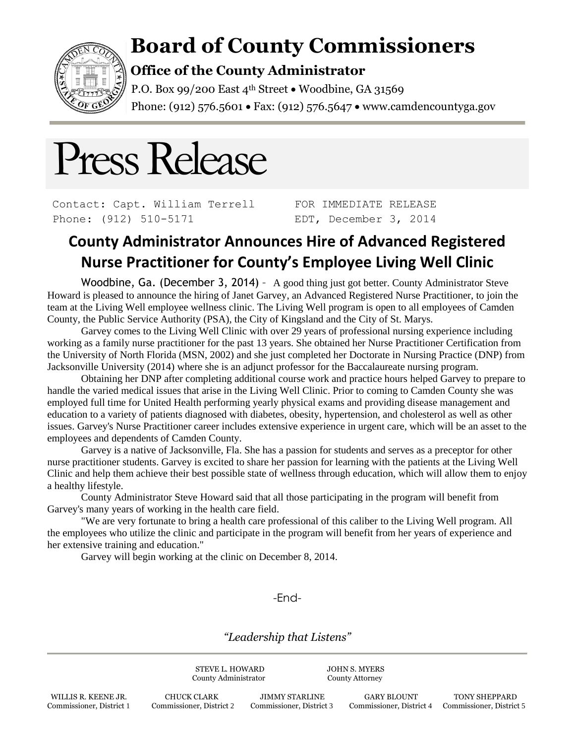# Board of County Commissioners

**Office of the County Administrator**

P.O. Box 99/200 East 4th Street • Woodbine, GA 31569

Phone: (912) 576.5601 • Fax: (912) 576.5647 • www.camdencountyga.gov

# Press Release

Contact: Capt. William Terrell
Phone: (912) 510-5171

FOR IMMEDIATE RELEASE
EDT, December 3, 2014

## County Administrator Announces Hire of Advanced Registered Nurse Practitioner for County's Employee Living Well Clinic

Woodbine, Ga. (December 3, 2014) – A good thing just got better. County Administrator Steve Howard is pleased to announce the hiring of Janet Garvey, an Advanced Registered Nurse Practitioner, to join the team at the Living Well employee wellness clinic. The Living Well program is open to all employees of Camden County, the Public Service Authority (PSA), the City of Kingsland and the City of St. Marys.

Garvey comes to the Living Well Clinic with over 29 years of professional nursing experience including working as a family nurse practitioner for the past 13 years. She obtained her Nurse Practitioner Certification from the University of North Florida (MSN, 2002) and she just completed her Doctorate in Nursing Practice (DNP) from Jacksonville University (2014) where she is an adjunct professor for the Baccalaureate nursing program.

Obtaining her DNP after completing additional course work and practice hours helped Garvey to prepare to handle the varied medical issues that arise in the Living Well Clinic. Prior to coming to Camden County she was employed full time for United Health performing yearly physical exams and providing disease management and education to a variety of patients diagnosed with diabetes, obesity, hypertension, and cholesterol as well as other issues. Garvey's Nurse Practitioner career includes extensive experience in urgent care, which will be an asset to the employees and dependents of Camden County.

Garvey is a native of Jacksonville, Fla. She has a passion for students and serves as a preceptor for other nurse practitioner students. Garvey is excited to share her passion for learning with the patients at the Living Well Clinic and help them achieve their best possible state of wellness through education, which will allow them to enjoy a healthy lifestyle.

County Administrator Steve Howard said that all those participating in the program will benefit from Garvey's many years of working in the health care field.

"We are very fortunate to bring a health care professional of this caliber to the Living Well program. All the employees who utilize the clinic and participate in the program will benefit from her years of experience and her extensive training and education."

Garvey will begin working at the clinic on December 8, 2014.

-End-

*"Leadership that Listens"*

STEVE L. HOWARD, County Administrator
JOHN S. MYERS, County Attorney

WILLIS R. KEENE JR., Commissioner, District 1
CHUCK CLARK, Commissioner, District 2
JIMMY STARLINE, Commissioner, District 3
GARY BLOUNT, Commissioner, District 4
TONY SHEPPARD, Commissioner, District 5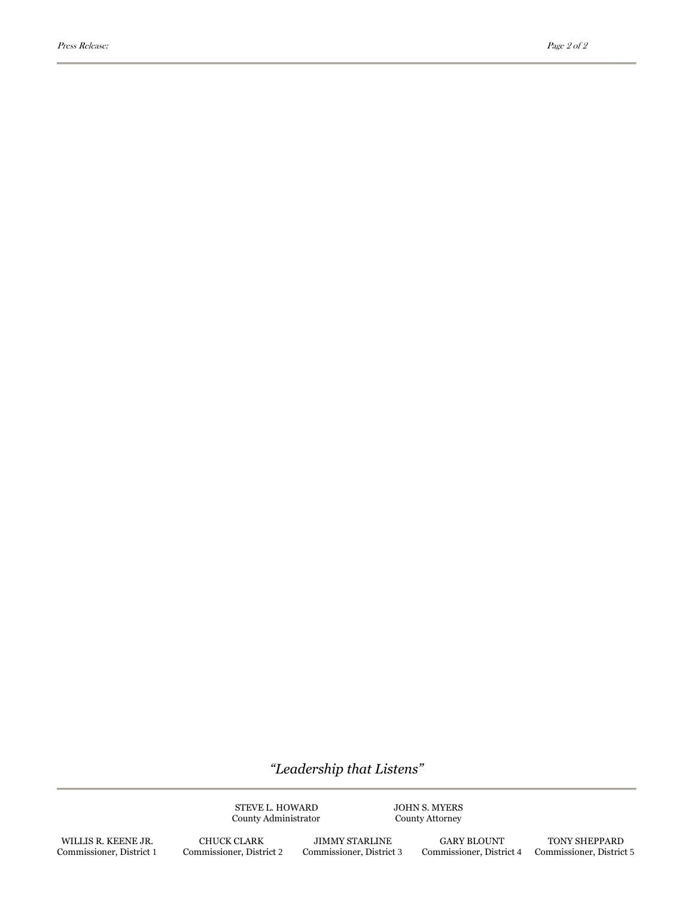*"Leadership that Listens"*

STEVE L. HOWARD
County Administrator

JOHN S. MYERS
County Attorney

WILLIS R. KEENE JR.
Commissioner, District 1

CHUCK CLARK
Commissioner, District 2

JIMMY STARLINE
Commissioner, District 3

GARY BLOUNT
Commissioner, District 4

TONY SHEPPARD
Commissioner, District 5